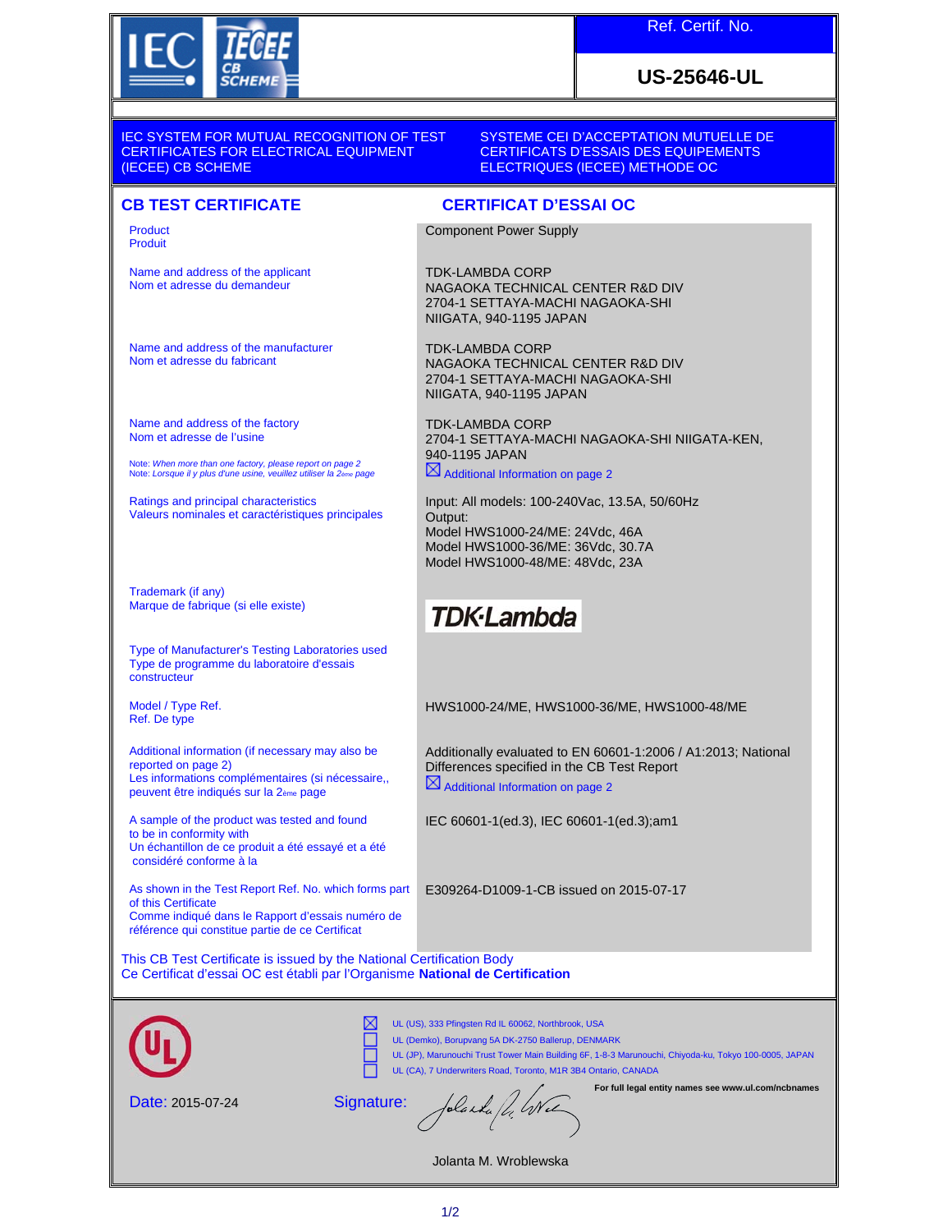IEC IECEE CB SCHEME

| Ref. Certif. No. |
| --- |
| **US-25646-UL** |

IEC SYSTEM FOR MUTUAL RECOGNITION OF TEST CERTIFICATES FOR ELECTRICAL EQUIPMENT (IECEE) CB SCHEME

SYSTEME CEI D'ACCEPTATION MUTUELLE DE CERTIFICATS D'ESSAIS DES EQUIPEMENTS ELECTRIQUES (IECEE) METHODE OC

## CB TEST CERTIFICATE

## CERTIFICAT D'ESSAI OC

| | |
| --- | --- |
| Product<br>Produit | Component Power Supply |
| Name and address of the applicant<br>Nom et adresse du demandeur | TDK-LAMBDA CORP<br>NAGAOKA TECHNICAL CENTER R&D DIV<br>2704-1 SETTAYA-MACHI NAGAOKA-SHI<br>NIIGATA, 940-1195 JAPAN |
| Name and address of the manufacturer<br>Nom et adresse du fabricant | TDK-LAMBDA CORP<br>NAGAOKA TECHNICAL CENTER R&D DIV<br>2704-1 SETTAYA-MACHI NAGAOKA-SHI<br>NIIGATA, 940-1195 JAPAN |
| Name and address of the factory<br>Nom et adresse de l'usine<br><br>Note: *When more than one factory, please report on page 2*<br>Note: *Lorsque il y plus d'une usine, veuillez utiliser la 2ème page* | TDK-LAMBDA CORP<br>2704-1 SETTAYA-MACHI NAGAOKA-SHI NIIGATA-KEN, 940-1195 JAPAN<br>☒ Additional Information on page 2 |
| Ratings and principal characteristics<br>Valeurs nominales et caractéristiques principales | Input: All models: 100-240Vac, 13.5A, 50/60Hz<br>Output:<br>Model HWS1000-24/ME: 24Vdc, 46A<br>Model HWS1000-36/ME: 36Vdc, 30.7A<br>Model HWS1000-48/ME: 48Vdc, 23A |
| Trademark (if any)<br>Marque de fabrique (si elle existe) | TDK·Lambda |
| Type of Manufacturer's Testing Laboratories used<br>Type de programme du laboratoire d'essais constructeur | |
| Model / Type Ref.<br>Ref. De type | HWS1000-24/ME, HWS1000-36/ME, HWS1000-48/ME |
| Additional information (if necessary may also be reported on page 2)<br>Les informations complémentaires (si nécessaire,, peuvent être indiqués sur la 2ème page | Additionally evaluated to EN 60601-1:2006 / A1:2013; National Differences specified in the CB Test Report<br>☒ Additional Information on page 2 |
| A sample of the product was tested and found to be in conformity with<br>Un échantillon de ce produit a été essayé et a été considéré conforme à la | IEC 60601-1(ed.3), IEC 60601-1(ed.3);am1 |
| As shown in the Test Report Ref. No. which forms part of this Certificate<br>Comme indiqué dans le Rapport d'essais numéro de référence qui constitue partie de ce Certificat | E309264-D1009-1-CB issued on 2015-07-17 |

This CB Test Certificate is issued by the National Certification Body
Ce Certificat d'essai OC est établi par l'Organisme **National de Certification**

UL

☒ UL (US), 333 Pfingsten Rd IL 60062, Northbrook, USA
☐ UL (Demko), Borupvang 5A DK-2750 Ballerup, DENMARK
☐ UL (JP), Marunouchi Trust Tower Main Building 6F, 1-8-3 Marunouchi, Chiyoda-ku, Tokyo 100-0005, JAPAN
☐ UL (CA), 7 Underwriters Road, Toronto, M1R 3B4 Ontario, CANADA

**For full legal entity names see www.ul.com/ncbnames**

Date: 2015-07-24

Signature:

Jolanta M. Wroblewska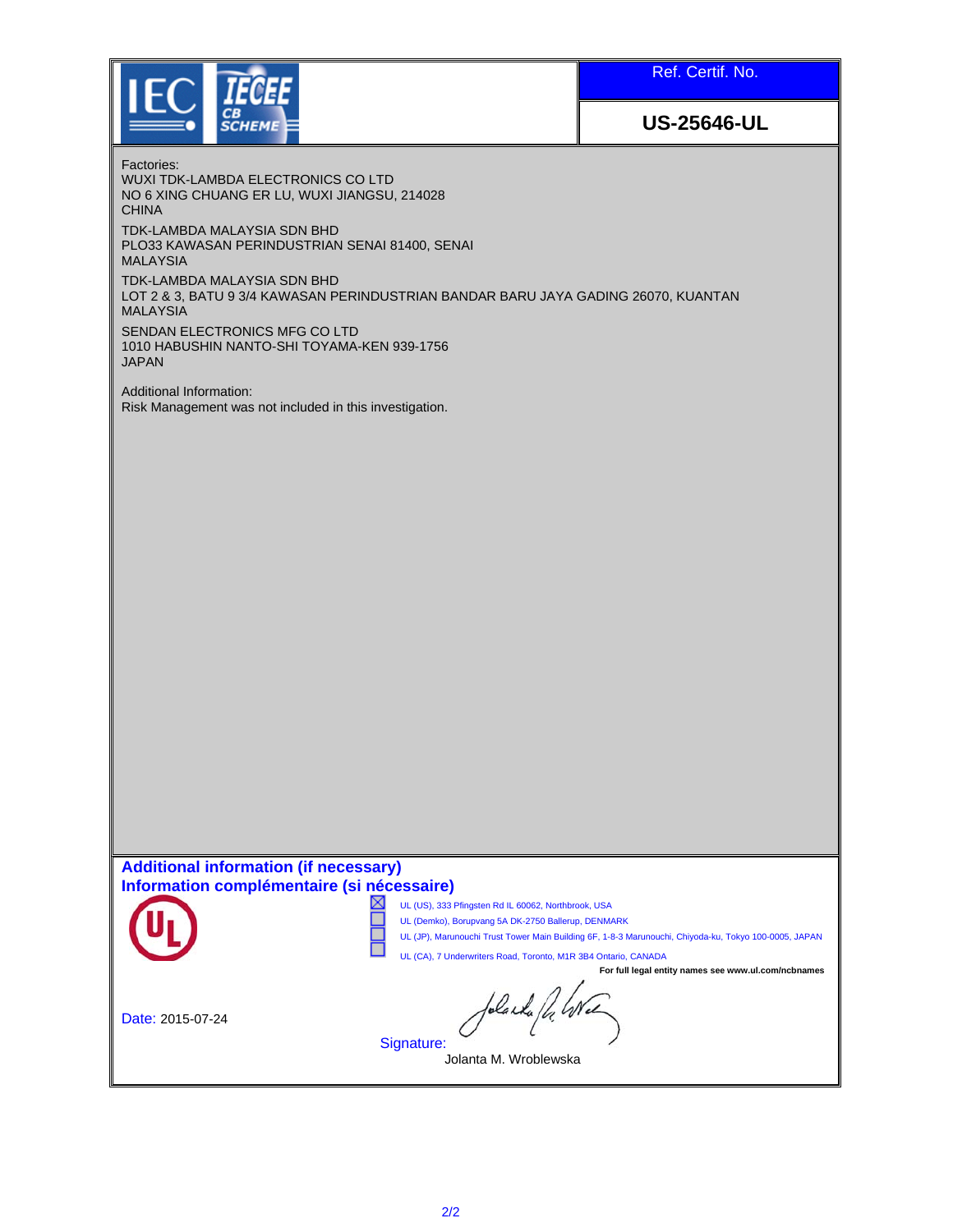Ref. Certif. No.

**US-25646-UL**

Factories:
WUXI TDK-LAMBDA ELECTRONICS CO LTD
NO 6 XING CHUANG ER LU, WUXI JIANGSU, 214028
CHINA

TDK-LAMBDA MALAYSIA SDN BHD
PLO33 KAWASAN PERINDUSTRIAN SENAI 81400, SENAI
MALAYSIA

TDK-LAMBDA MALAYSIA SDN BHD
LOT 2 & 3, BATU 9 3/4 KAWASAN PERINDUSTRIAN BANDAR BARU JAYA GADING 26070, KUANTAN
MALAYSIA

SENDAN ELECTRONICS MFG CO LTD
1010 HABUSHIN NANTO-SHI TOYAMA-KEN 939-1756
JAPAN

Additional Information:
Risk Management was not included in this investigation.

**Additional information (if necessary)**
**Information complémentaire (si nécessaire)**

- ☒ UL (US), 333 Pfingsten Rd IL 60062, Northbrook, USA
- ☐ UL (Demko), Borupvang 5A DK-2750 Ballerup, DENMARK
- ☐ UL (JP), Marunouchi Trust Tower Main Building 6F, 1-8-3 Marunouchi, Chiyoda-ku, Tokyo 100-0005, JAPAN
- ☐ UL (CA), 7 Underwriters Road, Toronto, M1R 3B4 Ontario, CANADA

**For full legal entity names see www.ul.com/ncbnames**

Date: 2015-07-24

Signature:
Jolanta M. Wroblewska